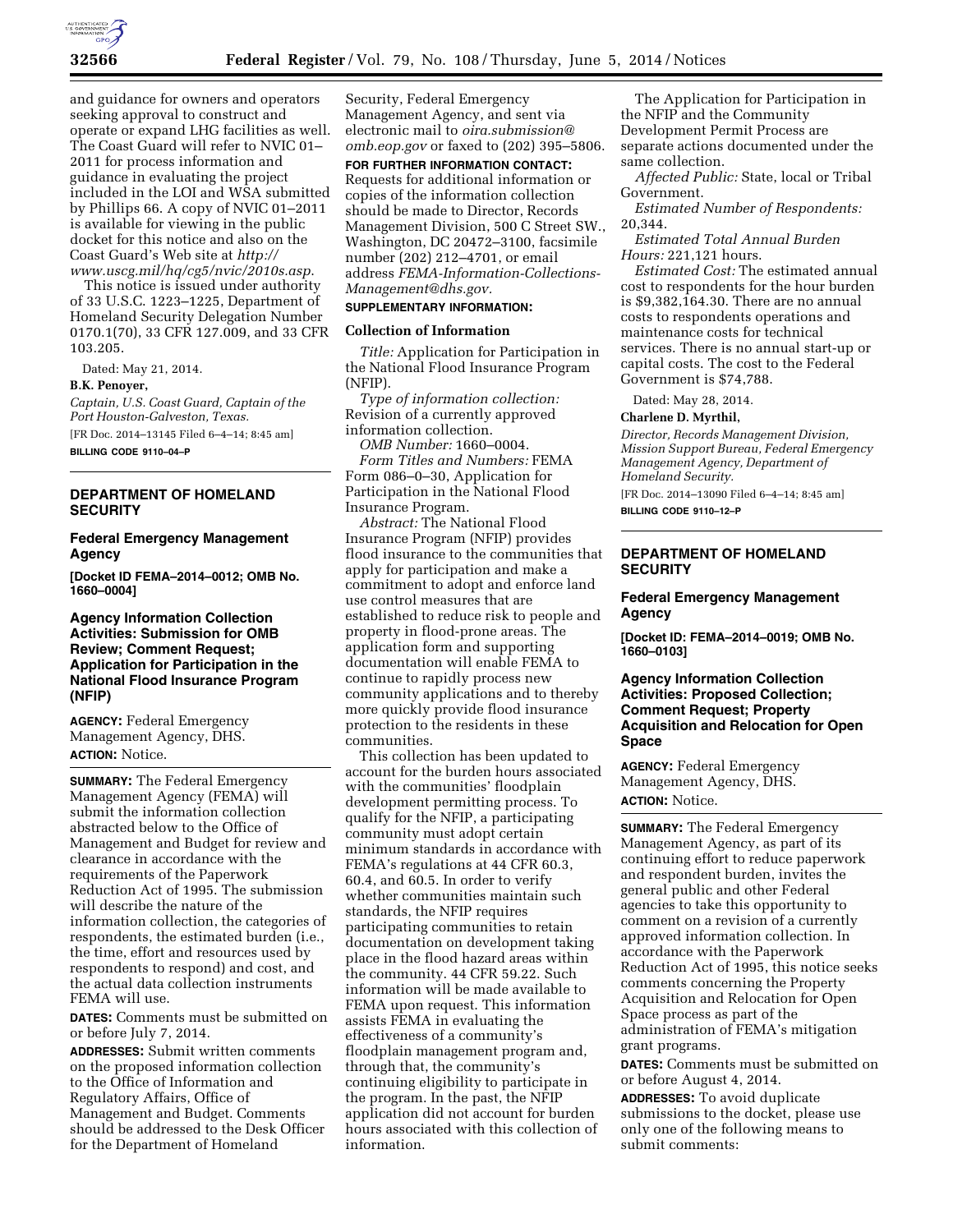and guidance for owners and operators seeking approval to construct and operate or expand LHG facilities as well. The Coast Guard will refer to NVIC 01–2011 for process information and guidance in evaluating the project included in the LOI and WSA submitted by Phillips 66. A copy of NVIC 01–2011 is available for viewing in the public docket for this notice and also on the Coast Guard's Web site at *http://www.uscg.mil/hq/cg5/nvic/2010s.asp.*

This notice is issued under authority of 33 U.S.C. 1223–1225, Department of Homeland Security Delegation Number 0170.1(70), 33 CFR 127.009, and 33 CFR 103.205.

Dated: May 21, 2014.

**B.K. Penoyer,**

*Captain, U.S. Coast Guard, Captain of the Port Houston-Galveston, Texas.*

[FR Doc. 2014–13145 Filed 6–4–14; 8:45 am]

**BILLING CODE 9110–04–P**

---

## DEPARTMENT OF HOMELAND SECURITY

### Federal Emergency Management Agency

**[Docket ID FEMA–2014–0012; OMB No. 1660–0004]**

### Agency Information Collection Activities: Submission for OMB Review; Comment Request; Application for Participation in the National Flood Insurance Program (NFIP)

**AGENCY:** Federal Emergency Management Agency, DHS.

**ACTION:** Notice.

**SUMMARY:** The Federal Emergency Management Agency (FEMA) will submit the information collection abstracted below to the Office of Management and Budget for review and clearance in accordance with the requirements of the Paperwork Reduction Act of 1995. The submission will describe the nature of the information collection, the categories of respondents, the estimated burden (i.e., the time, effort and resources used by respondents to respond) and cost, and the actual data collection instruments FEMA will use.

**DATES:** Comments must be submitted on or before July 7, 2014.

**ADDRESSES:** Submit written comments on the proposed information collection to the Office of Information and Regulatory Affairs, Office of Management and Budget. Comments should be addressed to the Desk Officer for the Department of Homeland Security, Federal Emergency Management Agency, and sent via electronic mail to *oira.submission@omb.eop.gov* or faxed to (202) 395–5806.

**FOR FURTHER INFORMATION CONTACT:** Requests for additional information or copies of the information collection should be made to Director, Records Management Division, 500 C Street SW., Washington, DC 20472–3100, facsimile number (202) 212–4701, or email address *FEMA-Information-Collections-Management@dhs.gov.*

**SUPPLEMENTARY INFORMATION:**

#### Collection of Information

*Title:* Application for Participation in the National Flood Insurance Program (NFIP).

*Type of information collection:* Revision of a currently approved information collection.

*OMB Number:* 1660–0004.

*Form Titles and Numbers:* FEMA Form 086–0–30, Application for Participation in the National Flood Insurance Program.

*Abstract:* The National Flood Insurance Program (NFIP) provides flood insurance to the communities that apply for participation and make a commitment to adopt and enforce land use control measures that are established to reduce risk to people and property in flood-prone areas. The application form and supporting documentation will enable FEMA to continue to rapidly process new community applications and to thereby more quickly provide flood insurance protection to the residents in these communities.

This collection has been updated to account for the burden hours associated with the communities' floodplain development permitting process. To qualify for the NFIP, a participating community must adopt certain minimum standards in accordance with FEMA's regulations at 44 CFR 60.3, 60.4, and 60.5. In order to verify whether communities maintain such standards, the NFIP requires participating communities to retain documentation on development taking place in the flood hazard areas within the community. 44 CFR 59.22. Such information will be made available to FEMA upon request. This information assists FEMA in evaluating the effectiveness of a community's floodplain management program and, through that, the community's continuing eligibility to participate in the program. In the past, the NFIP application did not account for burden hours associated with this collection of information.

The Application for Participation in the NFIP and the Community Development Permit Process are separate actions documented under the same collection.

*Affected Public:* State, local or Tribal Government.

*Estimated Number of Respondents:* 20,344.

*Estimated Total Annual Burden Hours:* 221,121 hours.

*Estimated Cost:* The estimated annual cost to respondents for the hour burden is $9,382,164.30. There are no annual costs to respondents operations and maintenance costs for technical services. There is no annual start-up or capital costs. The cost to the Federal Government is $74,788.

Dated: May 28, 2014.

**Charlene D. Myrthil,**

*Director, Records Management Division, Mission Support Bureau, Federal Emergency Management Agency, Department of Homeland Security.*

[FR Doc. 2014–13090 Filed 6–4–14; 8:45 am]

**BILLING CODE 9110–12–P**

---

## DEPARTMENT OF HOMELAND SECURITY

### Federal Emergency Management Agency

**[Docket ID: FEMA–2014–0019; OMB No. 1660–0103]**

### Agency Information Collection Activities: Proposed Collection; Comment Request; Property Acquisition and Relocation for Open Space

**AGENCY:** Federal Emergency Management Agency, DHS.

**ACTION:** Notice.

**SUMMARY:** The Federal Emergency Management Agency, as part of its continuing effort to reduce paperwork and respondent burden, invites the general public and other Federal agencies to take this opportunity to comment on a revision of a currently approved information collection. In accordance with the Paperwork Reduction Act of 1995, this notice seeks comments concerning the Property Acquisition and Relocation for Open Space process as part of the administration of FEMA's mitigation grant programs.

**DATES:** Comments must be submitted on or before August 4, 2014.

**ADDRESSES:** To avoid duplicate submissions to the docket, please use only one of the following means to submit comments: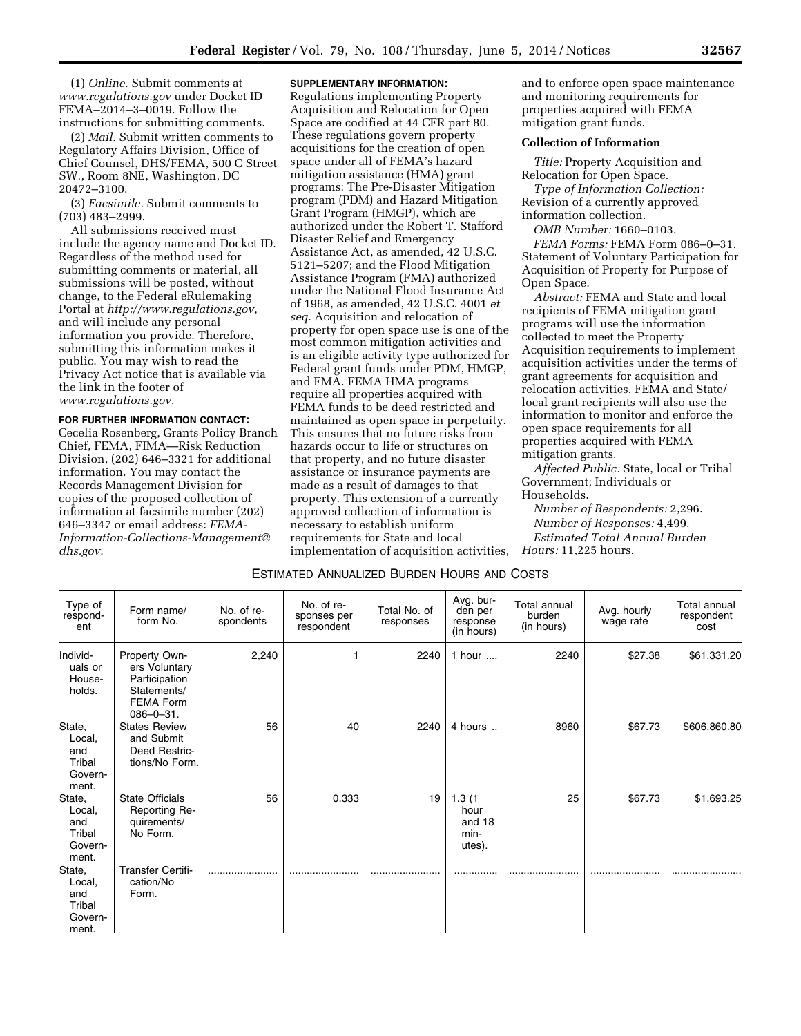(1) *Online.* Submit comments at *www.regulations.gov* under Docket ID FEMA–2014–3–0019. Follow the instructions for submitting comments.

(2) *Mail.* Submit written comments to Regulatory Affairs Division, Office of Chief Counsel, DHS/FEMA, 500 C Street SW., Room 8NE, Washington, DC 20472–3100.

(3) *Facsimile.* Submit comments to (703) 483–2999.

All submissions received must include the agency name and Docket ID. Regardless of the method used for submitting comments or material, all submissions will be posted, without change, to the Federal eRulemaking Portal at *http://www.regulations.gov,* and will include any personal information you provide. Therefore, submitting this information makes it public. You may wish to read the Privacy Act notice that is available via the link in the footer of *www.regulations.gov.*

**FOR FURTHER INFORMATION CONTACT:** Cecelia Rosenberg, Grants Policy Branch Chief, FEMA, FIMA—Risk Reduction Division, (202) 646–3321 for additional information. You may contact the Records Management Division for copies of the proposed collection of information at facsimile number (202) 646–3347 or email address: *FEMA-Information-Collections-Management@dhs.gov.*

**SUPPLEMENTARY INFORMATION:** Regulations implementing Property Acquisition and Relocation for Open Space are codified at 44 CFR part 80. These regulations govern property acquisitions for the creation of open space under all of FEMA's hazard mitigation assistance (HMA) grant programs: The Pre-Disaster Mitigation program (PDM) and Hazard Mitigation Grant Program (HMGP), which are authorized under the Robert T. Stafford Disaster Relief and Emergency Assistance Act, as amended, 42 U.S.C. 5121–5207; and the Flood Mitigation Assistance Program (FMA) authorized under the National Flood Insurance Act of 1968, as amended, 42 U.S.C. 4001 *et seq.* Acquisition and relocation of property for open space use is one of the most common mitigation activities and is an eligible activity type authorized for Federal grant funds under PDM, HMGP, and FMA. FEMA HMA programs require all properties acquired with FEMA funds to be deed restricted and maintained as open space in perpetuity. This ensures that no future risks from hazards occur to life or structures on that property, and no future disaster assistance or insurance payments are made as a result of damages to that property. This extension of a currently approved collection of information is necessary to establish uniform requirements for State and local implementation of acquisition activities, and to enforce open space maintenance and monitoring requirements for properties acquired with FEMA mitigation grant funds.

**Collection of Information**

*Title:* Property Acquisition and Relocation for Open Space.

*Type of Information Collection:* Revision of a currently approved information collection.

*OMB Number:* 1660–0103.

*FEMA Forms:* FEMA Form 086–0–31, Statement of Voluntary Participation for Acquisition of Property for Purpose of Open Space.

*Abstract:* FEMA and State and local recipients of FEMA mitigation grant programs will use the information collected to meet the Property Acquisition requirements to implement acquisition activities under the terms of grant agreements for acquisition and relocation activities. FEMA and State/local grant recipients will also use the information to monitor and enforce the open space requirements for all properties acquired with FEMA mitigation grants.

*Affected Public:* State, local or Tribal Government; Individuals or Households.

*Number of Respondents:* 2,296.

*Number of Responses:* 4,499.

*Estimated Total Annual Burden Hours:* 11,225 hours.

ESTIMATED ANNUALIZED BURDEN HOURS AND COSTS

| Type of respondent | Form name/ form No. | No. of respondents | No. of responses per respondent | Total No. of responses | Avg. burden per response (in hours) | Total annual burden (in hours) | Avg. hourly wage rate | Total annual respondent cost |
|---|---|---|---|---|---|---|---|---|
| Individuals or Households. | Property Owners Voluntary Participation Statements/ FEMA Form 086–0–31. | 2,240 | 1 | 2240 | 1 hour .... | 2240 | $27.38 | $61,331.20 |
| State, Local, and Tribal Government. | States Review and Submit Deed Restrictions/No Form. | 56 | 40 | 2240 | 4 hours .. | 8960 | $67.73 | $606,860.80 |
| State, Local, and Tribal Government. | State Officials Reporting Requirements/ No Form. | 56 | 0.333 | 19 | 1.3 (1 hour and 18 minutes). | 25 | $67.73 | $1,693.25 |
| State, Local, and Tribal Government. | Transfer Certification/No Form. | ........................ | ........................ | ........................ | ............... | ........................ | ........................ | ........................ |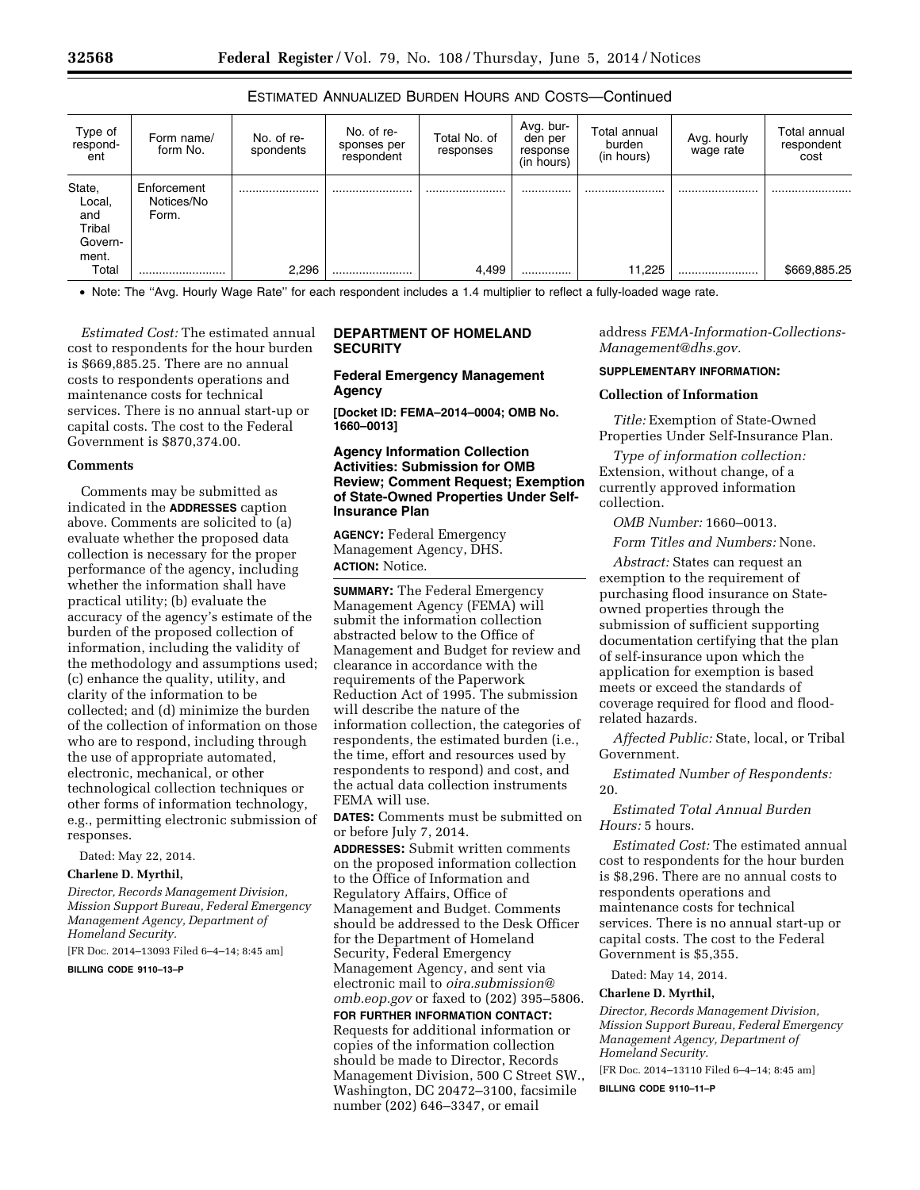ESTIMATED ANNUALIZED BURDEN HOURS AND COSTS—Continued

| Type of respondent | Form name/form No. | No. of respondents | No. of responses per respondent | Total No. of responses | Avg. burden per response (in hours) | Total annual burden (in hours) | Avg. hourly wage rate | Total annual respondent cost |
|---|---|---|---|---|---|---|---|---|
| State, Local, and Tribal Government. | Enforcement Notices/No Form. | .................... | .................... | .................... | .............. | .................... | .................... | .................... |
| Total | .................... | 2,296 | .................... | 4,499 | .............. | 11,225 | .................... | $669,885.25 |

• Note: The "Avg. Hourly Wage Rate" for each respondent includes a 1.4 multiplier to reflect a fully-loaded wage rate.

*Estimated Cost:* The estimated annual cost to respondents for the hour burden is $669,885.25. There are no annual costs to respondents operations and maintenance costs for technical services. There is no annual start-up or capital costs. The cost to the Federal Government is $870,374.00.

**Comments**

Comments may be submitted as indicated in the **ADDRESSES** caption above. Comments are solicited to (a) evaluate whether the proposed data collection is necessary for the proper performance of the agency, including whether the information shall have practical utility; (b) evaluate the accuracy of the agency's estimate of the burden of the proposed collection of information, including the validity of the methodology and assumptions used; (c) enhance the quality, utility, and clarity of the information to be collected; and (d) minimize the burden of the collection of information on those who are to respond, including through the use of appropriate automated, electronic, mechanical, or other technological collection techniques or other forms of information technology, e.g., permitting electronic submission of responses.

Dated: May 22, 2014.

**Charlene D. Myrthil,**

*Director, Records Management Division, Mission Support Bureau, Federal Emergency Management Agency, Department of Homeland Security.*

[FR Doc. 2014–13093 Filed 6–4–14; 8:45 am]

**BILLING CODE 9110–13–P**

## DEPARTMENT OF HOMELAND SECURITY

### Federal Emergency Management Agency

**[Docket ID: FEMA–2014–0004; OMB No. 1660–0013]**

### Agency Information Collection Activities: Submission for OMB Review; Comment Request; Exemption of State-Owned Properties Under Self-Insurance Plan

**AGENCY:** Federal Emergency Management Agency, DHS.

**ACTION:** Notice.

**SUMMARY:** The Federal Emergency Management Agency (FEMA) will submit the information collection abstracted below to the Office of Management and Budget for review and clearance in accordance with the requirements of the Paperwork Reduction Act of 1995. The submission will describe the nature of the information collection, the categories of respondents, the estimated burden (i.e., the time, effort and resources used by respondents to respond) and cost, and the actual data collection instruments FEMA will use.

**DATES:** Comments must be submitted on or before July 7, 2014.

**ADDRESSES:** Submit written comments on the proposed information collection to the Office of Information and Regulatory Affairs, Office of Management and Budget. Comments should be addressed to the Desk Officer for the Department of Homeland Security, Federal Emergency Management Agency, and sent via electronic mail to *oira.submission@omb.eop.gov* or faxed to (202) 395–5806.

**FOR FURTHER INFORMATION CONTACT:** Requests for additional information or copies of the information collection should be made to Director, Records Management Division, 500 C Street SW., Washington, DC 20472–3100, facsimile number (202) 646–3347, or email address *FEMA-Information-Collections-Management@dhs.gov.*

**SUPPLEMENTARY INFORMATION:**

**Collection of Information**

*Title:* Exemption of State-Owned Properties Under Self-Insurance Plan.

*Type of information collection:* Extension, without change, of a currently approved information collection.

*OMB Number:* 1660–0013.

*Form Titles and Numbers:* None.

*Abstract:* States can request an exemption to the requirement of purchasing flood insurance on State-owned properties through the submission of sufficient supporting documentation certifying that the plan of self-insurance upon which the application for exemption is based meets or exceed the standards of coverage required for flood and flood-related hazards.

*Affected Public:* State, local, or Tribal Government.

*Estimated Number of Respondents:* 20.

*Estimated Total Annual Burden Hours:* 5 hours.

*Estimated Cost:* The estimated annual cost to respondents for the hour burden is $8,296. There are no annual costs to respondents operations and maintenance costs for technical services. There is no annual start-up or capital costs. The cost to the Federal Government is $5,355.

Dated: May 14, 2014.

**Charlene D. Myrthil,**

*Director, Records Management Division, Mission Support Bureau, Federal Emergency Management Agency, Department of Homeland Security.*

[FR Doc. 2014–13110 Filed 6–4–14; 8:45 am]

**BILLING CODE 9110–11–P**